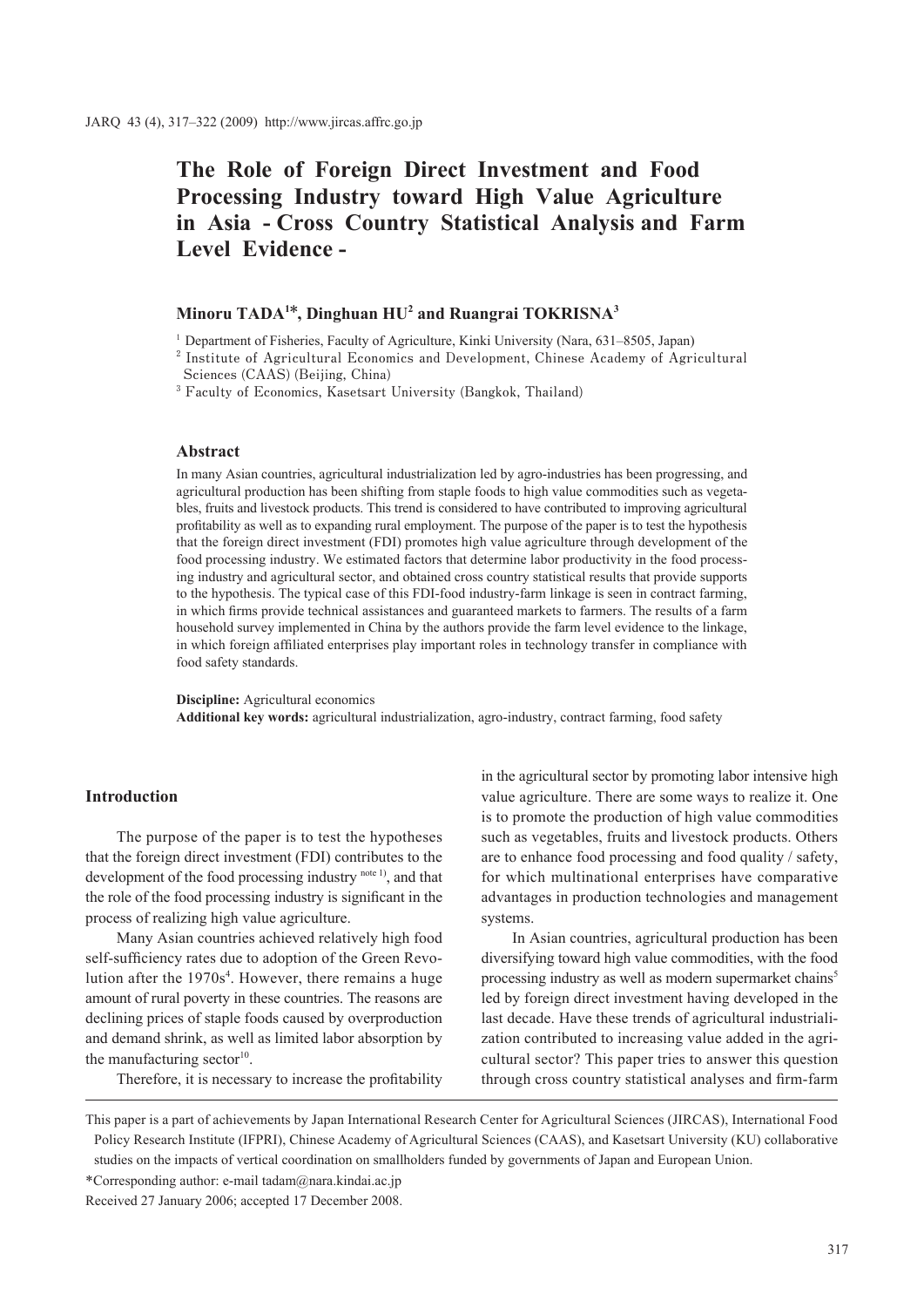# The Role of Foreign Direct Investment and Food Processing Industry toward High Value Agriculture in Asia - Cross Country Statistical Analysis and Farm Level Evidence -

**Minoru TADA[1]*, Dinghuan HU[2] and Ruangrai TOKRISNA[3]**

[1] Department of Fisheries, Faculty of Agriculture, Kinki University (Nara, 631–8505, Japan)
[2] Institute of Agricultural Economics and Development, Chinese Academy of Agricultural Sciences (CAAS) (Beijing, China)
[3] Faculty of Economics, Kasetsart University (Bangkok, Thailand)

### Abstract

In many Asian countries, agricultural industrialization led by agro-industries has been progressing, and agricultural production has been shifting from staple foods to high value commodities such as vegetables, fruits and livestock products. This trend is considered to have contributed to improving agricultural profitability as well as to expanding rural employment. The purpose of the paper is to test the hypothesis that the foreign direct investment (FDI) promotes high value agriculture through development of the food processing industry. We estimated factors that determine labor productivity in the food processing industry and agricultural sector, and obtained cross country statistical results that provide supports to the hypothesis. The typical case of this FDI-food industry-farm linkage is seen in contract farming, in which firms provide technical assistances and guaranteed markets to farmers. The results of a farm household survey implemented in China by the authors provide the farm level evidence to the linkage, in which foreign affiliated enterprises play important roles in technology transfer in compliance with food safety standards.

**Discipline:** Agricultural economics
**Additional key words:** agricultural industrialization, agro-industry, contract farming, food safety

## Introduction

The purpose of the paper is to test the hypotheses that the foreign direct investment (FDI) contributes to the development of the food processing industry [note 1)], and that the role of the food processing industry is significant in the process of realizing high value agriculture.

Many Asian countries achieved relatively high food self-sufficiency rates due to adoption of the Green Revolution after the 1970s[4]. However, there remains a huge amount of rural poverty in these countries. The reasons are declining prices of staple foods caused by overproduction and demand shrink, as well as limited labor absorption by the manufacturing sector[10].

Therefore, it is necessary to increase the profitability in the agricultural sector by promoting labor intensive high value agriculture. There are some ways to realize it. One is to promote the production of high value commodities such as vegetables, fruits and livestock products. Others are to enhance food processing and food quality / safety, for which multinational enterprises have comparative advantages in production technologies and management systems.

In Asian countries, agricultural production has been diversifying toward high value commodities, with the food processing industry as well as modern supermarket chains[5] led by foreign direct investment having developed in the last decade. Have these trends of agricultural industrialization contributed to increasing value added in the agricultural sector? This paper tries to answer this question through cross country statistical analyses and firm-farm

---

This paper is a part of achievements by Japan International Research Center for Agricultural Sciences (JIRCAS), International Food Policy Research Institute (IFPRI), Chinese Academy of Agricultural Sciences (CAAS), and Kasetsart University (KU) collaborative studies on the impacts of vertical coordination on smallholders funded by governments of Japan and European Union.

*Corresponding author: e-mail tadam@nara.kindai.ac.jp

Received 27 January 2006; accepted 17 December 2008.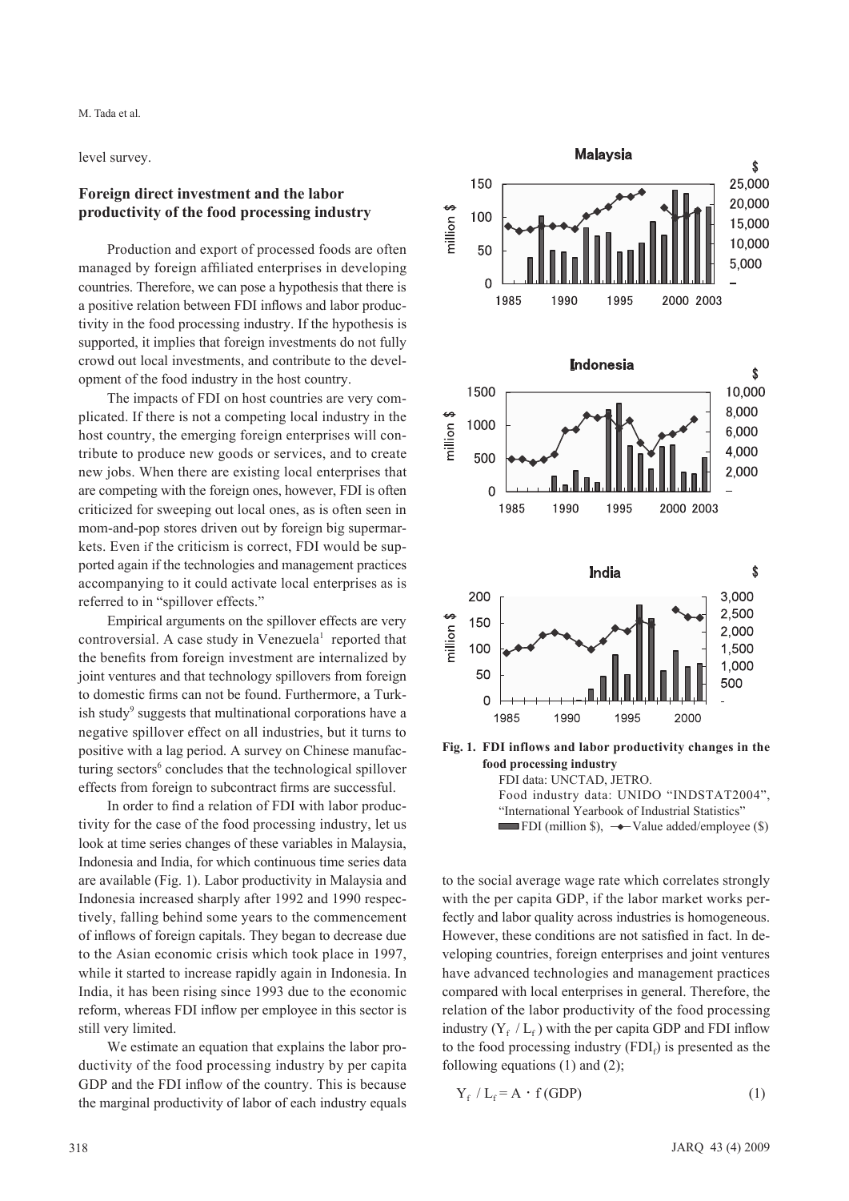level survey.

## Foreign direct investment and the labor productivity of the food processing industry

Production and export of processed foods are often managed by foreign affiliated enterprises in developing countries. Therefore, we can pose a hypothesis that there is a positive relation between FDI inflows and labor productivity in the food processing industry. If the hypothesis is supported, it implies that foreign investments do not fully crowd out local investments, and contribute to the development of the food industry in the host country.

The impacts of FDI on host countries are very complicated. If there is not a competing local industry in the host country, the emerging foreign enterprises will contribute to produce new goods or services, and to create new jobs. When there are existing local enterprises that are competing with the foreign ones, however, FDI is often criticized for sweeping out local ones, as is often seen in mom-and-pop stores driven out by foreign big supermarkets. Even if the criticism is correct, FDI would be supported again if the technologies and management practices accompanying to it could activate local enterprises as is referred to in "spillover effects."

Empirical arguments on the spillover effects are very controversial. A case study in Venezuela[1] reported that the benefits from foreign investment are internalized by joint ventures and that technology spillovers from foreign to domestic firms can not be found. Furthermore, a Turkish study[9] suggests that multinational corporations have a negative spillover effect on all industries, but it turns to positive with a lag period. A survey on Chinese manufacturing sectors[6] concludes that the technological spillover effects from foreign to subcontract firms are successful.

In order to find a relation of FDI with labor productivity for the case of the food processing industry, let us look at time series changes of these variables in Malaysia, Indonesia and India, for which continuous time series data are available (Fig. 1). Labor productivity in Malaysia and Indonesia increased sharply after 1992 and 1990 respectively, falling behind some years to the commencement of inflows of foreign capitals. They began to decrease due to the Asian economic crisis which took place in 1997, while it started to increase rapidly again in Indonesia. In India, it has been rising since 1993 due to the economic reform, whereas FDI inflow per employee in this sector is still very limited.

We estimate an equation that explains the labor productivity of the food processing industry by per capita GDP and the FDI inflow of the country. This is because the marginal productivity of labor of each industry equals to the social average wage rate which correlates strongly with the per capita GDP, if the labor market works perfectly and labor quality across industries is homogeneous. However, these conditions are not satisfied in fact. In developing countries, foreign enterprises and joint ventures have advanced technologies and management practices compared with local enterprises in general. Therefore, the relation of the labor productivity of the food processing industry ($Y_f / L_f$) with the per capita GDP and FDI inflow to the food processing industry ($FDI_f$) is presented as the following equations (1) and (2);

$$Y_f / L_f = A \cdot f(\text{GDP}) \tag{1}$$

Malaysia
million $
150
100
50
0
1985 1990 1995 2000 2003
$
25,000
20,000
15,000
10,000
5,000
–

Indonesia
million $
1500
1000
500
0
1985 1990 1995 2000 2003
$
10,000
8,000
6,000
4,000
2,000
–

India
million $
200
150
100
50
0
1985 1990 1995 2000
$
3,000
2,500
2,000
1,500
1,000
500
-

**Fig. 1. FDI inflows and labor productivity changes in the food processing industry**

FDI data: UNCTAD, JETRO.

Food industry data: UNIDO "INDSTAT2004", "International Yearbook of Industrial Statistics"

FDI (million $), Value added/employee ($)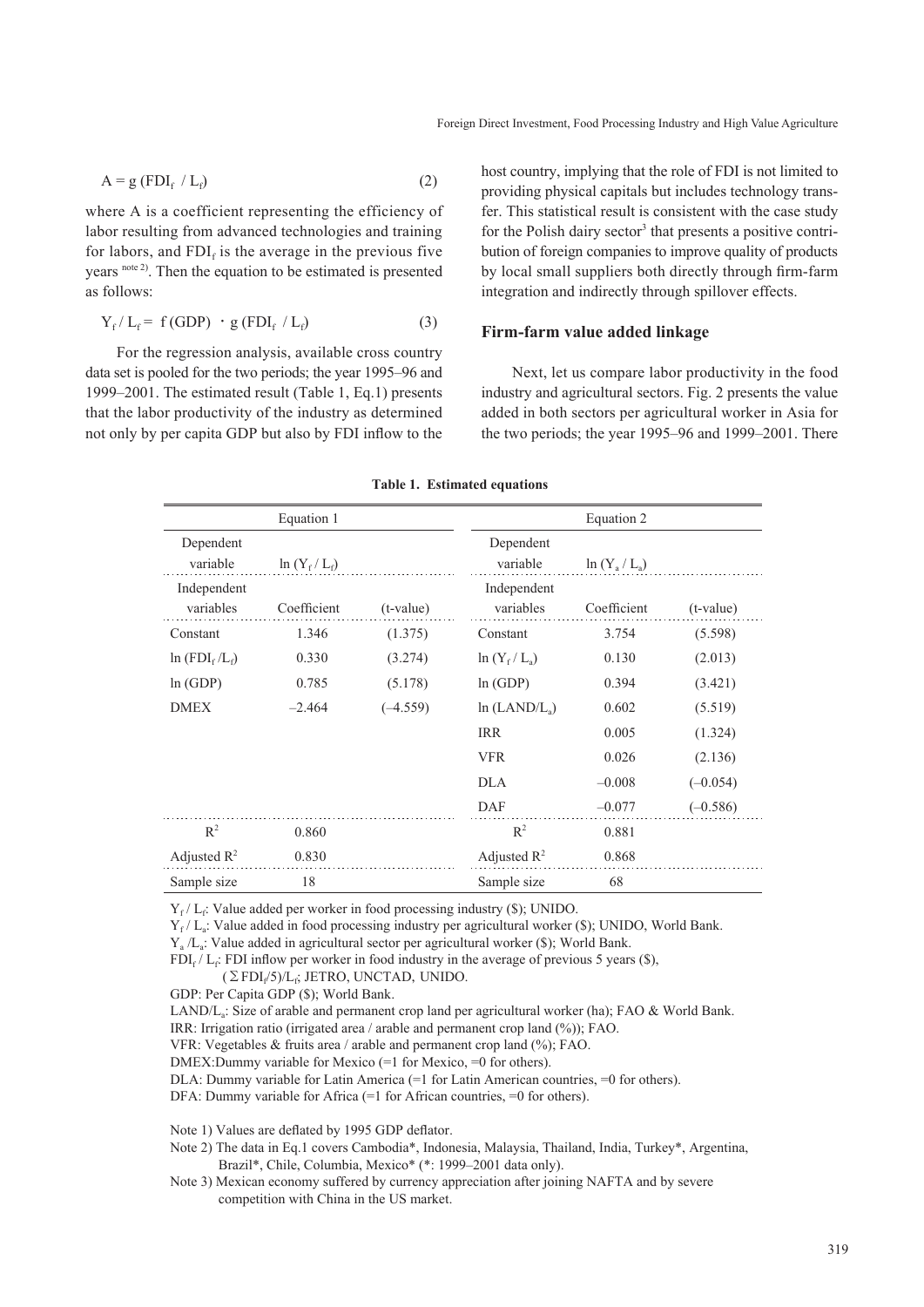$$A = g\,(FDI_f \;/\; L_f) \qquad (2)$$

where A is a coefficient representing the efficiency of labor resulting from advanced technologies and training for labors, and $FDI_f$ is the average in the previous five years [note 2)]. Then the equation to be estimated is presented as follows:

$$Y_f \,/\, L_f = f\,(GDP) \cdot g\,(FDI_f \;/\; L_f) \qquad (3)$$

For the regression analysis, available cross country data set is pooled for the two periods; the year 1995–96 and 1999–2001. The estimated result (Table 1, Eq.1) presents that the labor productivity of the industry as determined not only by per capita GDP but also by FDI inflow to the host country, implying that the role of FDI is not limited to providing physical capitals but includes technology transfer. This statistical result is consistent with the case study for the Polish dairy sector[3] that presents a positive contribution of foreign companies to improve quality of products by local small suppliers both directly through firm-farm integration and indirectly through spillover effects.

### Firm-farm value added linkage

Next, let us compare labor productivity in the food industry and agricultural sectors. Fig. 2 presents the value added in both sectors per agricultural worker in Asia for the two periods; the year 1995–96 and 1999–2001. There

**Table 1. Estimated equations**

| Equation 1 | | | Equation 2 | | |
|---|---|---|---|---|---|
| Dependent variable | $\ln(Y_f / L_f)$ | | Dependent variable | $\ln(Y_a / L_a)$ | |
| Independent variables | Coefficient | (t-value) | Independent variables | Coefficient | (t-value) |
| Constant | 1.346 | (1.375) | Constant | 3.754 | (5.598) |
| $\ln(FDI_f / L_f)$ | 0.330 | (3.274) | $\ln(Y_f / L_a)$ | 0.130 | (2.013) |
| ln (GDP) | 0.785 | (5.178) | ln (GDP) | 0.394 | (3.421) |
| DMEX | –2.464 | (–4.559) | $\ln(LAND/L_a)$ | 0.602 | (5.519) |
| | | | IRR | 0.005 | (1.324) |
| | | | VFR | 0.026 | (2.136) |
| | | | DLA | –0.008 | (–0.054) |
| | | | DAF | –0.077 | (–0.586) |
| $R^2$ | 0.860 | | $R^2$ | 0.881 | |
| Adjusted $R^2$ | 0.830 | | Adjusted $R^2$ | 0.868 | |
| Sample size | 18 | | Sample size | 68 | |

$Y_f / L_f$: Value added per worker in food processing industry ($); UNIDO.
$Y_f / L_a$: Value added in food processing industry per agricultural worker ($); UNIDO, World Bank.
$Y_a / L_a$: Value added in agricultural sector per agricultural worker ($); World Bank.
$FDI_f / L_f$: FDI inflow per worker in food industry in the average of previous 5 years ($),
($\Sigma FDI_f/5)/L_f$; JETRO, UNCTAD, UNIDO.
GDP: Per Capita GDP ($); World Bank.
$LAND/L_a$: Size of arable and permanent crop land per agricultural worker (ha); FAO & World Bank.
IRR: Irrigation ratio (irrigated area / arable and permanent crop land (%)); FAO.
VFR: Vegetables & fruits area / arable and permanent crop land (%); FAO.
DMEX:Dummy variable for Mexico (=1 for Mexico, =0 for others).
DLA: Dummy variable for Latin America (=1 for Latin American countries, =0 for others).
DFA: Dummy variable for Africa (=1 for African countries, =0 for others).

Note 1) Values are deflated by 1995 GDP deflator.
Note 2) The data in Eq.1 covers Cambodia*, Indonesia, Malaysia, Thailand, India, Turkey*, Argentina, Brazil*, Chile, Columbia, Mexico* (*: 1999–2001 data only).
Note 3) Mexican economy suffered by currency appreciation after joining NAFTA and by severe competition with China in the US market.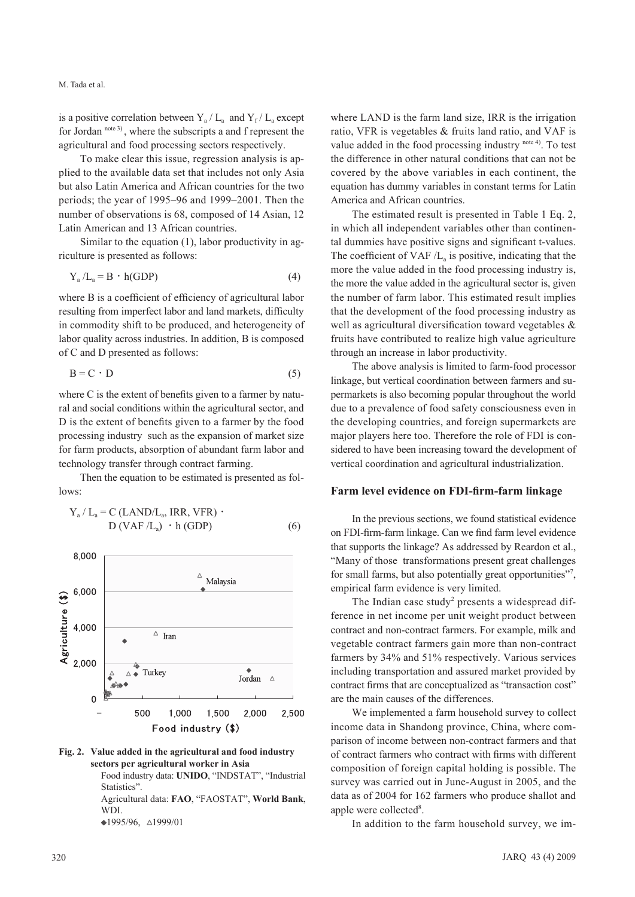is a positive correlation between $Y_a / L_a$ and $Y_f / L_a$ except for Jordan [note 3)], where the subscripts a and f represent the agricultural and food processing sectors respectively.

To make clear this issue, regression analysis is applied to the available data set that includes not only Asia but also Latin America and African countries for the two periods; the year of 1995–96 and 1999–2001. Then the number of observations is 68, composed of 14 Asian, 12 Latin American and 13 African countries.

Similar to the equation (1), labor productivity in agriculture is presented as follows:

$$Y_a / L_a = B \cdot h(GDP) \tag{4}$$

where B is a coefficient of efficiency of agricultural labor resulting from imperfect labor and land markets, difficulty in commodity shift to be produced, and heterogeneity of labor quality across industries. In addition, B is composed of C and D presented as follows:

$$B = C \cdot D \tag{5}$$

where C is the extent of benefits given to a farmer by natural and social conditions within the agricultural sector, and D is the extent of benefits given to a farmer by the food processing industry such as the expansion of market size for farm products, absorption of abundant farm labor and technology transfer through contract farming.

Then the equation to be estimated is presented as follows:

$$Y_a / L_a = C\,(LAND/L_a,\ IRR,\ VFR) \cdot D\,(VAF / L_a) \cdot h\,(GDP) \tag{6}$$

**Fig. 2. Value added in the agricultural and food industry sectors per agricultural worker in Asia**

Food industry data: **UNIDO**, "INDSTAT", "Industrial Statistics".
Agricultural data: **FAO**, "FAOSTAT", **World Bank**, WDI.
◆1995/96, △1999/01

where LAND is the farm land size, IRR is the irrigation ratio, VFR is vegetables & fruits land ratio, and VAF is value added in the food processing industry [note 4)]. To test the difference in other natural conditions that can not be covered by the above variables in each continent, the equation has dummy variables in constant terms for Latin America and African countries.

The estimated result is presented in Table 1 Eq. 2, in which all independent variables other than continental dummies have positive signs and significant t-values. The coefficient of $VAF / L_a$ is positive, indicating that the more the value added in the food processing industry is, the more the value added in the agricultural sector is, given the number of farm labor. This estimated result implies that the development of the food processing industry as well as agricultural diversification toward vegetables & fruits have contributed to realize high value agriculture through an increase in labor productivity.

The above analysis is limited to farm-food processor linkage, but vertical coordination between farmers and supermarkets is also becoming popular throughout the world due to a prevalence of food safety consciousness even in the developing countries, and foreign supermarkets are major players here too. Therefore the role of FDI is considered to have been increasing toward the development of vertical coordination and agricultural industrialization.

## Farm level evidence on FDI-firm-farm linkage

In the previous sections, we found statistical evidence on FDI-firm-farm linkage. Can we find farm level evidence that supports the linkage? As addressed by Reardon et al., "Many of those transformations present great challenges for small farms, but also potentially great opportunities"[7], empirical farm evidence is very limited.

The Indian case study[2] presents a widespread difference in net income per unit weight product between contract and non-contract farmers. For example, milk and vegetable contract farmers gain more than non-contract farmers by 34% and 51% respectively. Various services including transportation and assured market provided by contract firms that are conceptualized as "transaction cost" are the main causes of the differences.

We implemented a farm household survey to collect income data in Shandong province, China, where comparison of income between non-contract farmers and that of contract farmers who contract with firms with different composition of foreign capital holding is possible. The survey was carried out in June-August in 2005, and the data as of 2004 for 162 farmers who produce shallot and apple were collected[8].

In addition to the farm household survey, we im-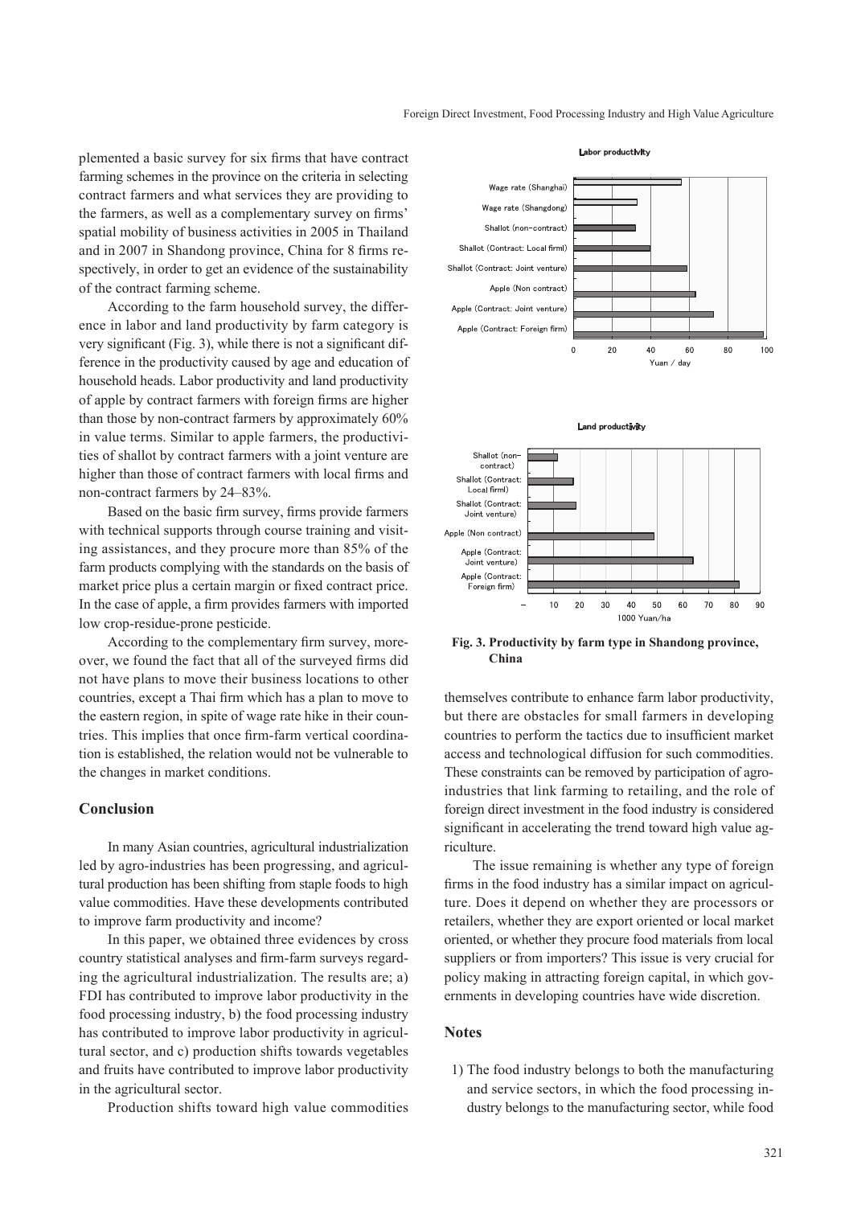plemented a basic survey for six firms that have contract farming schemes in the province on the criteria in selecting contract farmers and what services they are providing to the farmers, as well as a complementary survey on firms' spatial mobility of business activities in 2005 in Thailand and in 2007 in Shandong province, China for 8 firms respectively, in order to get an evidence of the sustainability of the contract farming scheme.

According to the farm household survey, the difference in labor and land productivity by farm category is very significant (Fig. 3), while there is not a significant difference in the productivity caused by age and education of household heads. Labor productivity and land productivity of apple by contract farmers with foreign firms are higher than those by non-contract farmers by approximately 60% in value terms. Similar to apple farmers, the productivities of shallot by contract farmers with a joint venture are higher than those of contract farmers with local firms and non-contract farmers by 24–83%.

Based on the basic firm survey, firms provide farmers with technical supports through course training and visiting assistances, and they procure more than 85% of the farm products complying with the standards on the basis of market price plus a certain margin or fixed contract price. In the case of apple, a firm provides farmers with imported low crop-residue-prone pesticide.

According to the complementary firm survey, moreover, we found the fact that all of the surveyed firms did not have plans to move their business locations to other countries, except a Thai firm which has a plan to move to the eastern region, in spite of wage rate hike in their countries. This implies that once firm-farm vertical coordination is established, the relation would not be vulnerable to the changes in market conditions.

Labor productivity

Wage rate (Shanghai)
Wage rate (Shangdong)
Shallot (non-contract)
Shallot (Contract: Local firm)
Shallot (Contract: Joint venture)
Apple (Non contract)
Apple (Contract: Joint venture)
Apple (Contract: Foreign firm)

0 20 40 60 80 100
Yuan / day

Land productivity

Shallot (non-contract)
Shallot (Contract: Local firm)
Shallot (Contract: Joint venture)
Apple (Non contract)
Apple (Contract: Joint venture)
Apple (Contract: Foreign firm)

– 10 20 30 40 50 60 70 80 90
1000 Yuan/ha

**Fig. 3. Productivity by farm type in Shandong province, China**

## Conclusion

In many Asian countries, agricultural industrialization led by agro-industries has been progressing, and agricultural production has been shifting from staple foods to high value commodities. Have these developments contributed to improve farm productivity and income?

In this paper, we obtained three evidences by cross country statistical analyses and firm-farm surveys regarding the agricultural industrialization. The results are; a) FDI has contributed to improve labor productivity in the food processing industry, b) the food processing industry has contributed to improve labor productivity in agricultural sector, and c) production shifts towards vegetables and fruits have contributed to improve labor productivity in the agricultural sector.

Production shifts toward high value commodities themselves contribute to enhance farm labor productivity, but there are obstacles for small farmers in developing countries to perform the tactics due to insufficient market access and technological diffusion for such commodities. These constraints can be removed by participation of agro-industries that link farming to retailing, and the role of foreign direct investment in the food industry is considered significant in accelerating the trend toward high value agriculture.

The issue remaining is whether any type of foreign firms in the food industry has a similar impact on agriculture. Does it depend on whether they are processors or retailers, whether they are export oriented or local market oriented, or whether they procure food materials from local suppliers or from importers? This issue is very crucial for policy making in attracting foreign capital, in which governments in developing countries have wide discretion.

## Notes

1) The food industry belongs to both the manufacturing and service sectors, in which the food processing industry belongs to the manufacturing sector, while food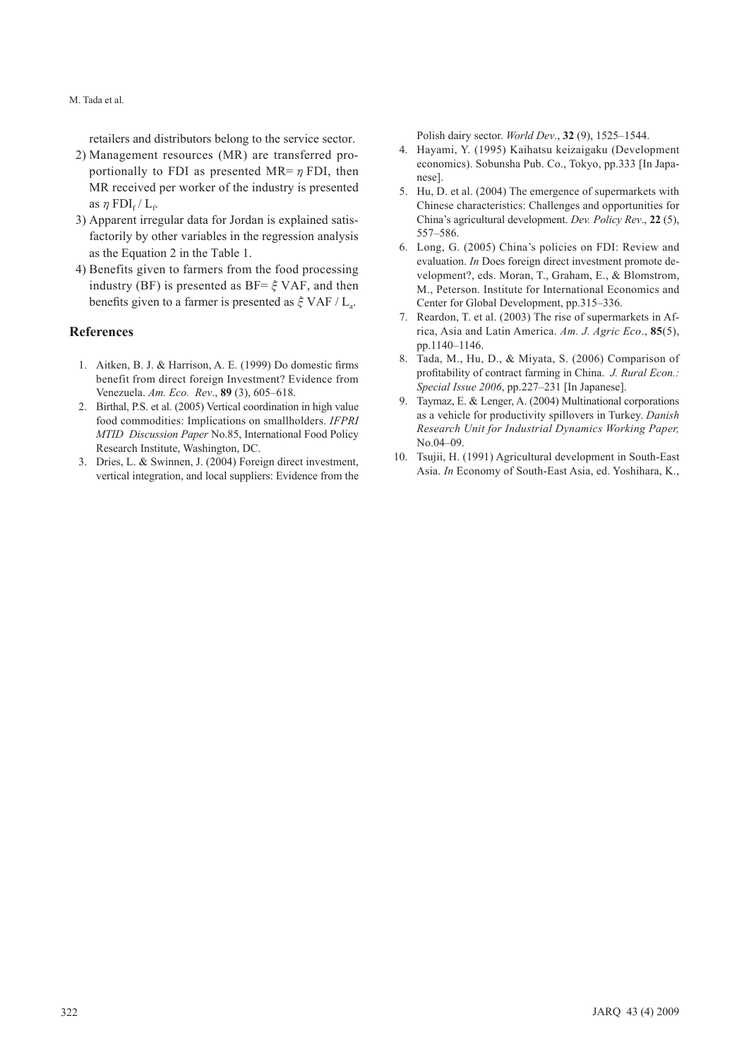retailers and distributors belong to the service sector.

2) Management resources (MR) are transferred proportionally to FDI as presented MR= $\eta$ FDI, then MR received per worker of the industry is presented as $\eta$ $FDI_f / L_f$.
3) Apparent irregular data for Jordan is explained satisfactorily by other variables in the regression analysis as the Equation 2 in the Table 1.
4) Benefits given to farmers from the food processing industry (BF) is presented as BF= $\xi$ VAF, and then benefits given to a farmer is presented as $\xi$ VAF / $L_a$.

## References

1. Aitken, B. J. & Harrison, A. E. (1999) Do domestic firms benefit from direct foreign Investment? Evidence from Venezuela. *Am. Eco. Rev*., **89** (3), 605–618.
2. Birthal, P.S. et al. (2005) Vertical coordination in high value food commodities: Implications on smallholders. *IFPRI MTID Discussion Paper* No.85, International Food Policy Research Institute, Washington, DC.
3. Dries, L. & Swinnen, J. (2004) Foreign direct investment, vertical integration, and local suppliers: Evidence from the Polish dairy sector. *World Dev*., **32** (9), 1525–1544.
4. Hayami, Y. (1995) Kaihatsu keizaigaku (Development economics). Sobunsha Pub. Co., Tokyo, pp.333 [In Japanese].
5. Hu, D. et al. (2004) The emergence of supermarkets with Chinese characteristics: Challenges and opportunities for China's agricultural development. *Dev. Policy Rev*., **22** (5), 557–586.
6. Long, G. (2005) China's policies on FDI: Review and evaluation. *In* Does foreign direct investment promote development?, eds. Moran, T., Graham, E., & Blomstrom, M., Peterson. Institute for International Economics and Center for Global Development, pp.315–336.
7. Reardon, T. et al. (2003) The rise of supermarkets in Africa, Asia and Latin America. *Am. J. Agric Eco*., **85**(5), pp.1140–1146.
8. Tada, M., Hu, D., & Miyata, S. (2006) Comparison of profitability of contract farming in China. *J. Rural Econ.: Special Issue 2006*, pp.227–231 [In Japanese].
9. Taymaz, E. & Lenger, A. (2004) Multinational corporations as a vehicle for productivity spillovers in Turkey. *Danish Research Unit for Industrial Dynamics Working Paper,* No.04–09.
10. Tsujii, H. (1991) Agricultural development in South-East Asia. *In* Economy of South-East Asia, ed. Yoshihara, K.,